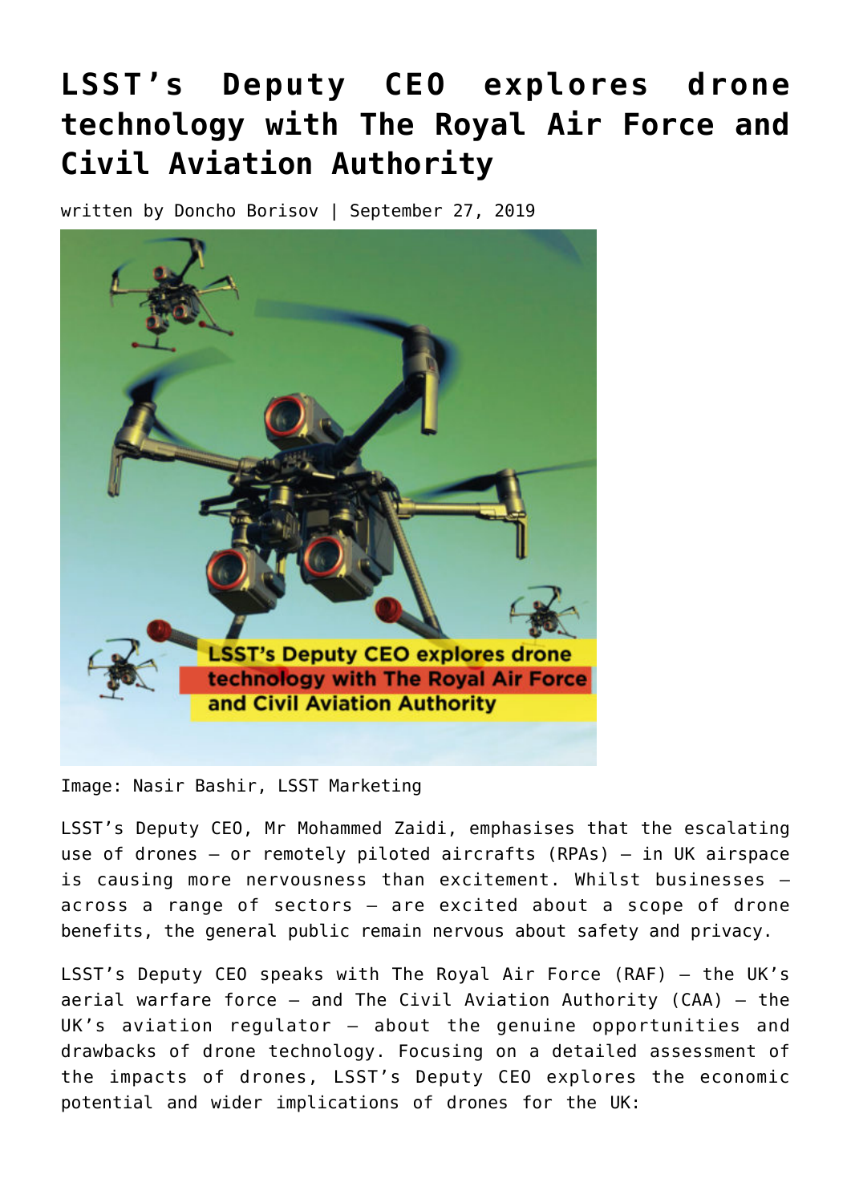# LSST's Deputy CEO explores drone technology with The Royal Air Force and Civil Aviation Authority

written by Doncho Borisov | September 27, 2019

Image: Nasir Bashir, LSST Marketing

LSST's Deputy CEO, Mr Mohammed Zaidi, emphasises that the escalating use of drones – or remotely piloted aircrafts (RPAs) – in UK airspace is causing more nervousness than excitement. Whilst businesses – across a range of sectors – are excited about a scope of drone benefits, the general public remain nervous about safety and privacy.

LSST's Deputy CEO speaks with The Royal Air Force (RAF) – the UK's aerial warfare force – and The Civil Aviation Authority (CAA) – the UK's aviation regulator – about the genuine opportunities and drawbacks of drone technology. Focusing on a detailed assessment of the impacts of drones, LSST's Deputy CEO explores the economic potential and wider implications of drones for the UK: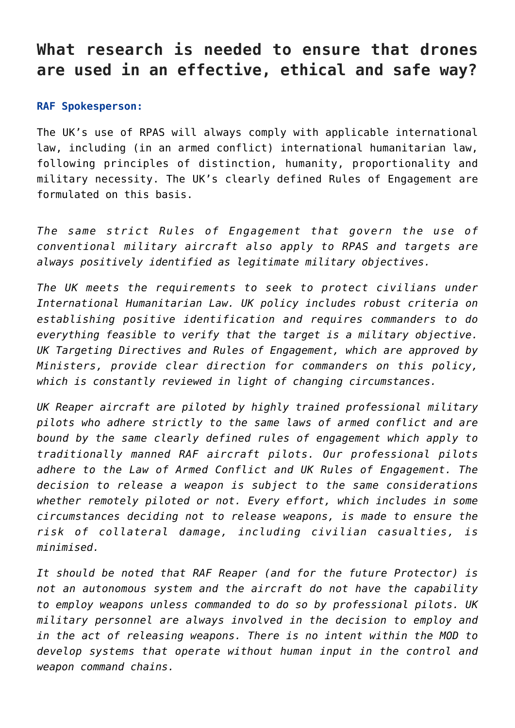## What research is needed to ensure that drones are used in an effective, ethical and safe way?

**RAF Spokesperson:**

The UK’s use of RPAS will always comply with applicable international law, including (in an armed conflict) international humanitarian law, following principles of distinction, humanity, proportionality and military necessity. The UK’s clearly defined Rules of Engagement are formulated on this basis.

*The same strict Rules of Engagement that govern the use of conventional military aircraft also apply to RPAS and targets are always positively identified as legitimate military objectives.*

*The UK meets the requirements to seek to protect civilians under International Humanitarian Law. UK policy includes robust criteria on establishing positive identification and requires commanders to do everything feasible to verify that the target is a military objective. UK Targeting Directives and Rules of Engagement, which are approved by Ministers, provide clear direction for commanders on this policy, which is constantly reviewed in light of changing circumstances.*

*UK Reaper aircraft are piloted by highly trained professional military pilots who adhere strictly to the same laws of armed conflict and are bound by the same clearly defined rules of engagement which apply to traditionally manned RAF aircraft pilots. Our professional pilots adhere to the Law of Armed Conflict and UK Rules of Engagement. The decision to release a weapon is subject to the same considerations whether remotely piloted or not. Every effort, which includes in some circumstances deciding not to release weapons, is made to ensure the risk of collateral damage, including civilian casualties, is minimised.*

*It should be noted that RAF Reaper (and for the future Protector) is not an autonomous system and the aircraft do not have the capability to employ weapons unless commanded to do so by professional pilots. UK military personnel are always involved in the decision to employ and in the act of releasing weapons. There is no intent within the MOD to develop systems that operate without human input in the control and weapon command chains.*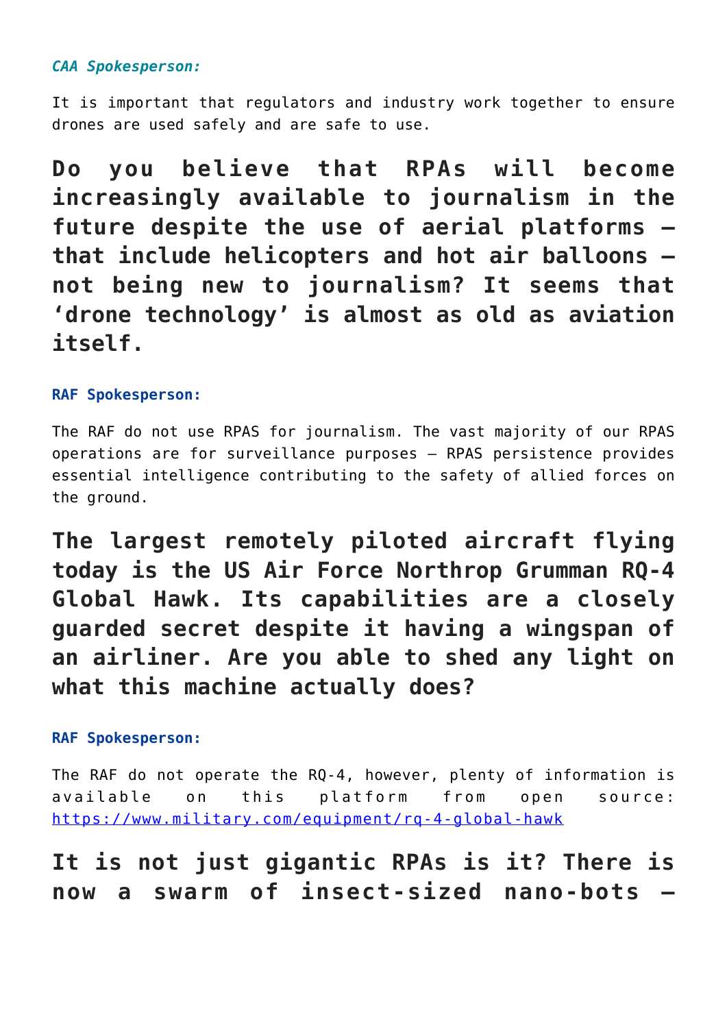***CAA Spokesperson:***

It is important that regulators and industry work together to ensure drones are used safely and are safe to use.

## Do you believe that RPAs will become increasingly available to journalism in the future despite the use of aerial platforms – that include helicopters and hot air balloons – not being new to journalism? It seems that 'drone technology' is almost as old as aviation itself.

**RAF Spokesperson:**

The RAF do not use RPAS for journalism. The vast majority of our RPAS operations are for surveillance purposes – RPAS persistence provides essential intelligence contributing to the safety of allied forces on the ground.

## The largest remotely piloted aircraft flying today is the US Air Force Northrop Grumman RQ-4 Global Hawk. Its capabilities are a closely guarded secret despite it having a wingspan of an airliner. Are you able to shed any light on what this machine actually does?

**RAF Spokesperson:**

The RAF do not operate the RQ-4, however, plenty of information is available on this platform from open source: [https://www.military.com/equipment/rq-4-global-hawk](https://www.military.com/equipment/rq-4-global-hawk)

## It is not just gigantic RPAs is it? There is now a swarm of insect-sized nano-bots –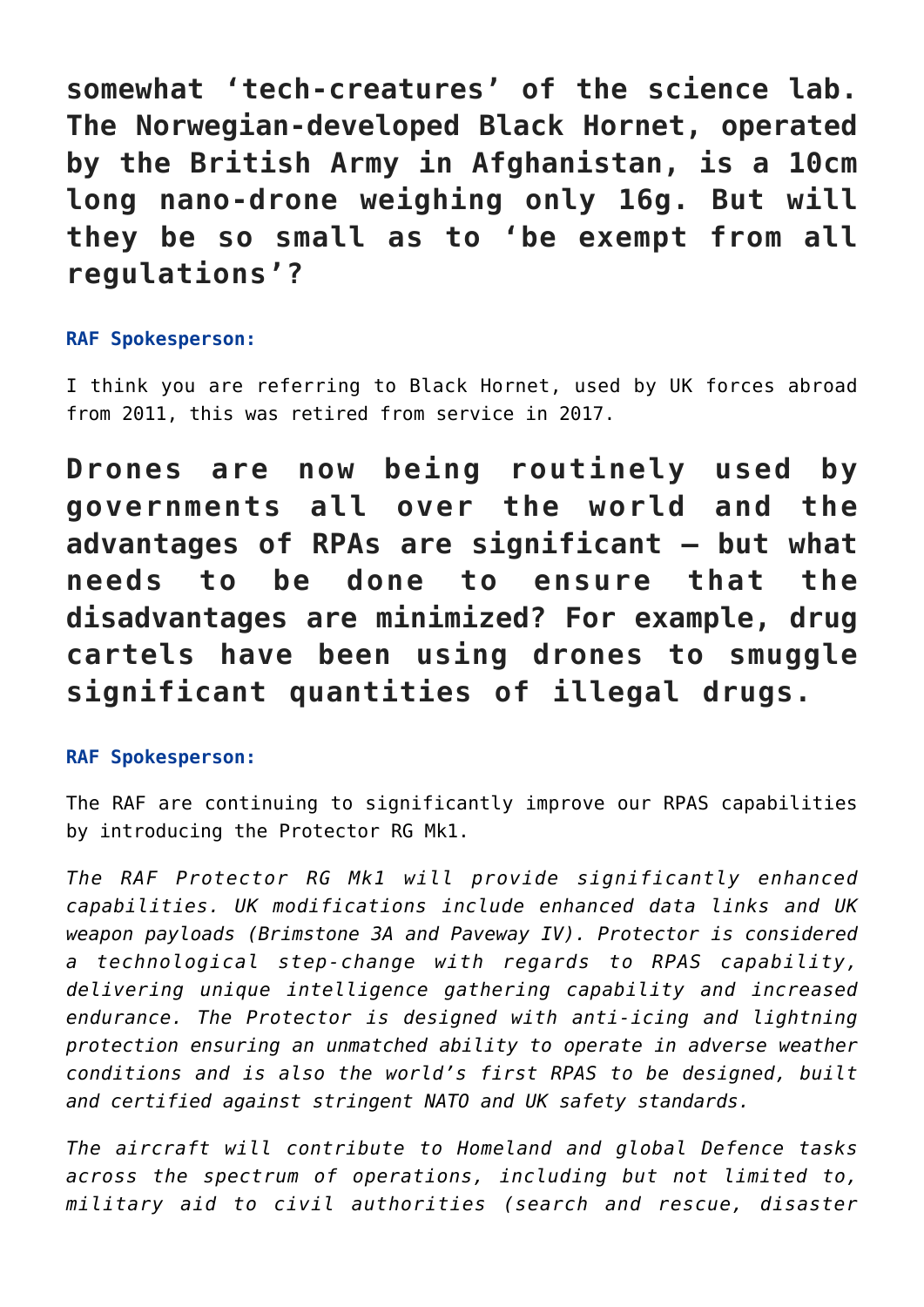**somewhat 'tech-creatures' of the science lab. The Norwegian-developed Black Hornet, operated by the British Army in Afghanistan, is a 10cm long nano-drone weighing only 16g. But will they be so small as to 'be exempt from all regulations'?**

**RAF Spokesperson:**

I think you are referring to Black Hornet, used by UK forces abroad from 2011, this was retired from service in 2017.

**Drones are now being routinely used by governments all over the world and the advantages of RPAs are significant – but what needs to be done to ensure that the disadvantages are minimized? For example, drug cartels have been using drones to smuggle significant quantities of illegal drugs.**

**RAF Spokesperson:**

The RAF are continuing to significantly improve our RPAS capabilities by introducing the Protector RG Mk1.

*The RAF Protector RG Mk1 will provide significantly enhanced capabilities. UK modifications include enhanced data links and UK weapon payloads (Brimstone 3A and Paveway IV). Protector is considered a technological step-change with regards to RPAS capability, delivering unique intelligence gathering capability and increased endurance. The Protector is designed with anti-icing and lightning protection ensuring an unmatched ability to operate in adverse weather conditions and is also the world's first RPAS to be designed, built and certified against stringent NATO and UK safety standards.*

*The aircraft will contribute to Homeland and global Defence tasks across the spectrum of operations, including but not limited to, military aid to civil authorities (search and rescue, disaster*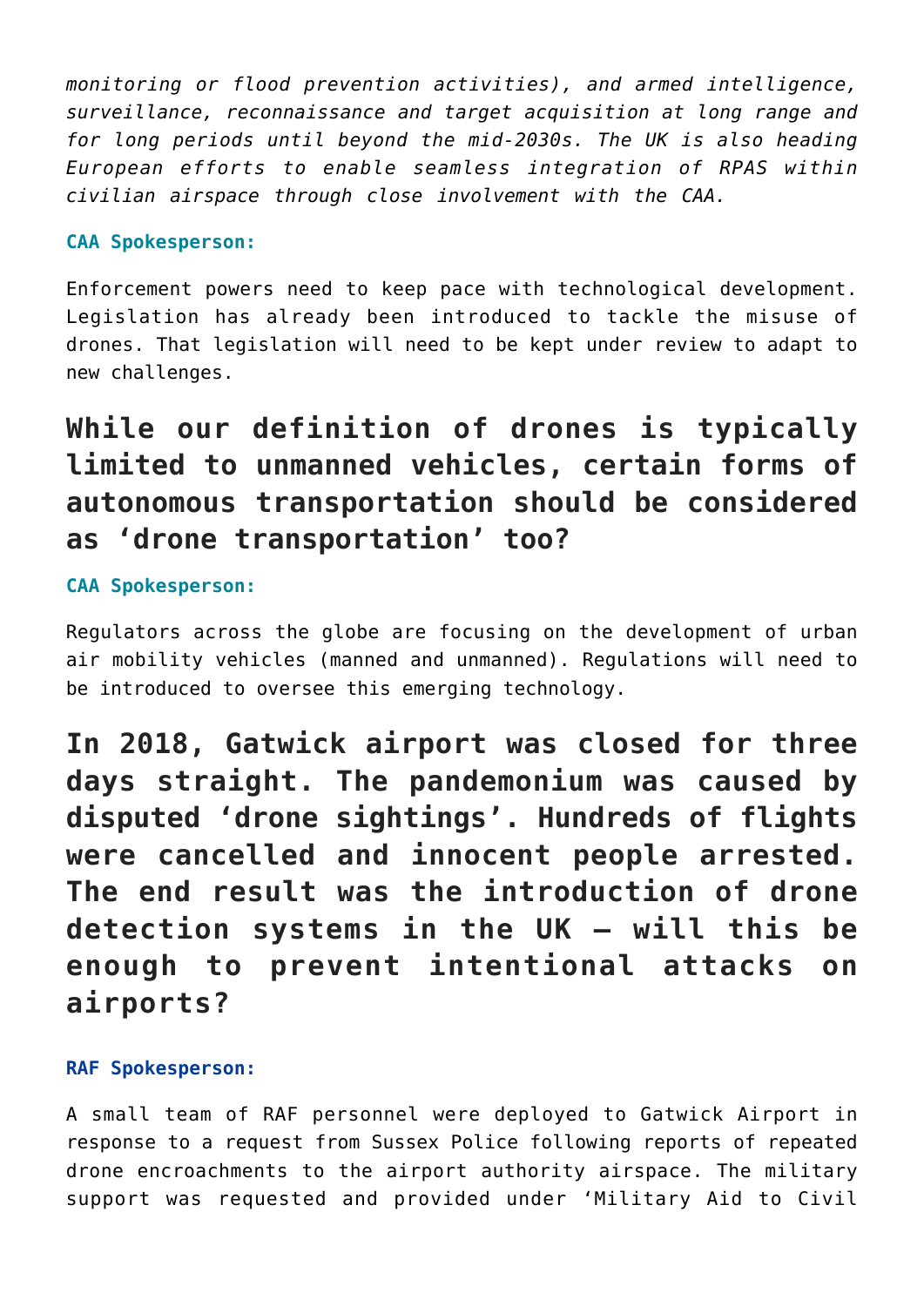*monitoring or flood prevention activities), and armed intelligence, surveillance, reconnaissance and target acquisition at long range and for long periods until beyond the mid-2030s. The UK is also heading European efforts to enable seamless integration of RPAS within civilian airspace through close involvement with the CAA.*

**CAA Spokesperson:**

Enforcement powers need to keep pace with technological development. Legislation has already been introduced to tackle the misuse of drones. That legislation will need to be kept under review to adapt to new challenges.

## While our definition of drones is typically limited to unmanned vehicles, certain forms of autonomous transportation should be considered as 'drone transportation' too?

**CAA Spokesperson:**

Regulators across the globe are focusing on the development of urban air mobility vehicles (manned and unmanned). Regulations will need to be introduced to oversee this emerging technology.

## In 2018, Gatwick airport was closed for three days straight. The pandemonium was caused by disputed 'drone sightings'. Hundreds of flights were cancelled and innocent people arrested. The end result was the introduction of drone detection systems in the UK – will this be enough to prevent intentional attacks on airports?

**RAF Spokesperson:**

A small team of RAF personnel were deployed to Gatwick Airport in response to a request from Sussex Police following reports of repeated drone encroachments to the airport authority airspace. The military support was requested and provided under 'Military Aid to Civil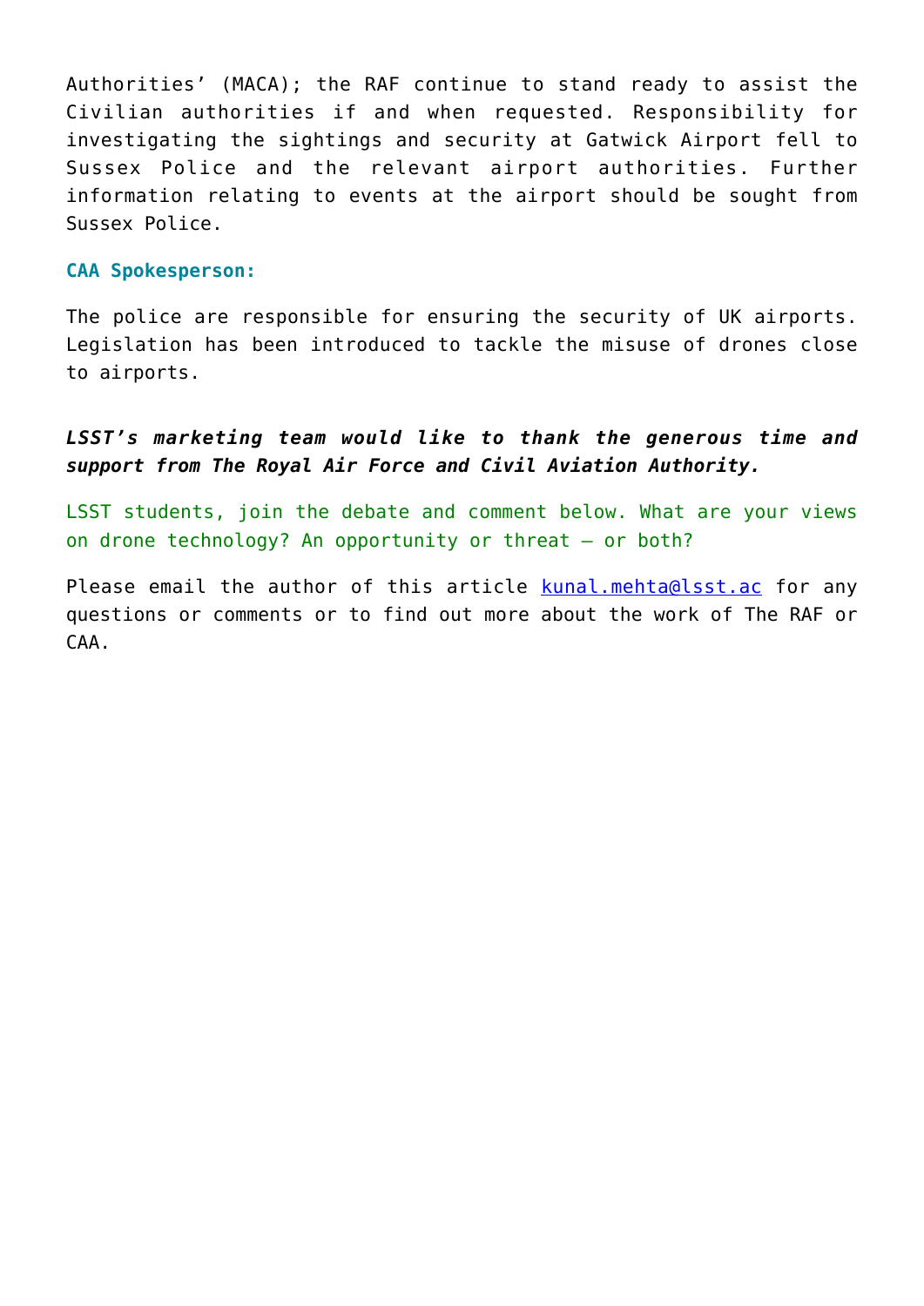Authorities' (MACA); the RAF continue to stand ready to assist the Civilian authorities if and when requested. Responsibility for investigating the sightings and security at Gatwick Airport fell to Sussex Police and the relevant airport authorities. Further information relating to events at the airport should be sought from Sussex Police.

**CAA Spokesperson:**

The police are responsible for ensuring the security of UK airports. Legislation has been introduced to tackle the misuse of drones close to airports.

***LSST's marketing team would like to thank the generous time and support from The Royal Air Force and Civil Aviation Authority.***

LSST students, join the debate and comment below. What are your views on drone technology? An opportunity or threat – or both?

Please email the author of this article [kunal.mehta@lsst.ac](mailto:kunal.mehta@lsst.ac) for any questions or comments or to find out more about the work of The RAF or CAA.